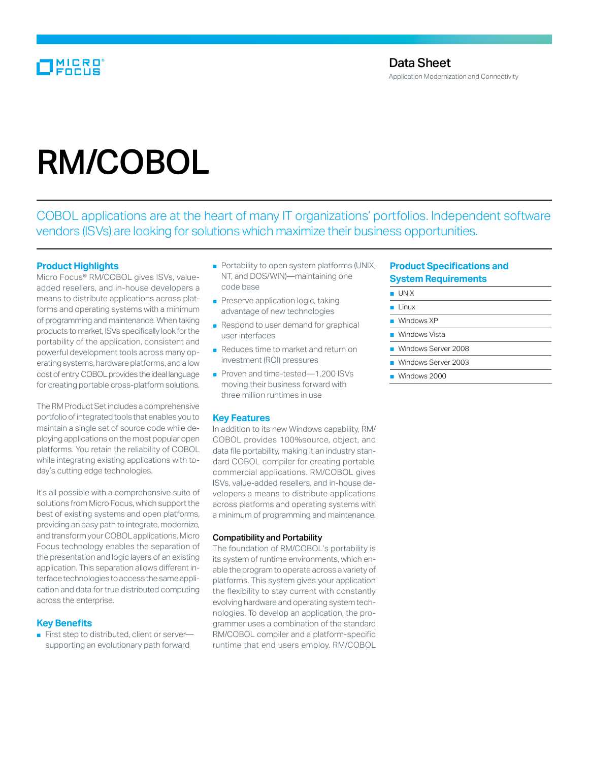Data Sheet
Application Modernization and Connectivity

# RM/COBOL

COBOL applications are at the heart of many IT organizations' portfolios. Independent software vendors (ISVs) are looking for solutions which maximize their business opportunities.

## Product Highlights

Micro Focus® RM/COBOL gives ISVs, value-added resellers, and in-house developers a means to distribute applications across platforms and operating systems with a minimum of programming and maintenance. When taking products to market, ISVs specifically look for the portability of the application, consistent and powerful development tools across many operating systems, hardware platforms, and a low cost of entry. COBOL provides the ideal language for creating portable cross-platform solutions.

The RM Product Set includes a comprehensive portfolio of integrated tools that enables you to maintain a single set of source code while deploying applications on the most popular open platforms. You retain the reliability of COBOL while integrating existing applications with today's cutting edge technologies.

It's all possible with a comprehensive suite of solutions from Micro Focus, which support the best of existing systems and open platforms, providing an easy path to integrate, modernize, and transform your COBOL applications. Micro Focus technology enables the separation of the presentation and logic layers of an existing application. This separation allows different interface technologies to access the same application and data for true distributed computing across the enterprise.

## Key Benefits

- First step to distributed, client or server—supporting an evolutionary path forward
- Portability to open system platforms (UNIX, NT, and DOS/WIN)—maintaining one code base
- Preserve application logic, taking advantage of new technologies
- Respond to user demand for graphical user interfaces
- Reduces time to market and return on investment (ROI) pressures
- Proven and time-tested—1,200 ISVs moving their business forward with three million runtimes in use

## Key Features

In addition to its new Windows capability, RM/COBOL provides 100%source, object, and data file portability, making it an industry standard COBOL compiler for creating portable, commercial applications. RM/COBOL gives ISVs, value-added resellers, and in-house developers a means to distribute applications across platforms and operating systems with a minimum of programming and maintenance.

### Compatibility and Portability

The foundation of RM/COBOL's portability is its system of runtime environments, which enable the program to operate across a variety of platforms. This system gives your application the flexibility to stay current with constantly evolving hardware and operating system technologies. To develop an application, the programmer uses a combination of the standard RM/COBOL compiler and a platform-specific runtime that end users employ. RM/COBOL

## Product Specifications and System Requirements

- UNIX
- Linux
- Windows XP
- Windows Vista
- Windows Server 2008
- Windows Server 2003
- Windows 2000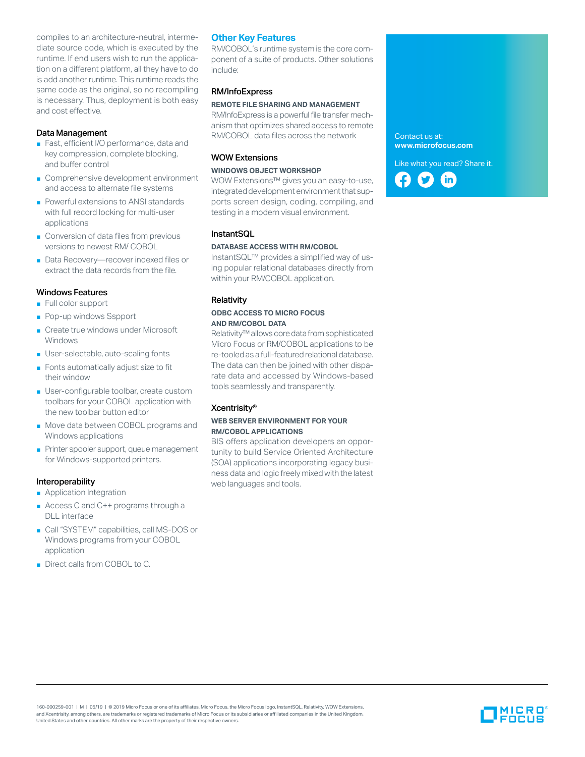compiles to an architecture-neutral, intermediate source code, which is executed by the runtime. If end users wish to run the application on a different platform, all they have to do is add another runtime. This runtime reads the same code as the original, so no recompiling is necessary. Thus, deployment is both easy and cost effective.

### Data Management

- Fast, efficient I/O performance, data and key compression, complete blocking, and buffer control
- Comprehensive development environment and access to alternate file systems
- Powerful extensions to ANSI standards with full record locking for multi-user applications
- Conversion of data files from previous versions to newest RM/ COBOL
- Data Recovery—recover indexed files or extract the data records from the file.

### Windows Features

- Full color support
- Pop-up windows Sspport
- Create true windows under Microsoft Windows
- User-selectable, auto-scaling fonts
- Fonts automatically adjust size to fit their window
- User-configurable toolbar, create custom toolbars for your COBOL application with the new toolbar button editor
- Move data between COBOL programs and Windows applications
- Printer spooler support, queue management for Windows-supported printers.

### Interoperability

- Application Integration
- Access C and C++ programs through a DLL interface
- Call "SYSTEM" capabilities, call MS-DOS or Windows programs from your COBOL application
- Direct calls from COBOL to C.

## Other Key Features

RM/COBOL's runtime system is the core component of a suite of products. Other solutions include:

### RM/InfoExpress

**REMOTE FILE SHARING AND MANAGEMENT**

RM/InfoExpress is a powerful file transfer mechanism that optimizes shared access to remote RM/COBOL data files across the network

### WOW Extensions

**WINDOWS OBJECT WORKSHOP**

WOW Extensions™ gives you an easy-to-use, integrated development environment that supports screen design, coding, compiling, and testing in a modern visual environment.

### InstantSQL

**DATABASE ACCESS WITH RM/COBOL**

InstantSQL™ provides a simplified way of using popular relational databases directly from within your RM/COBOL application.

### Relativity

**ODBC ACCESS TO MICRO FOCUS AND RM/COBOL DATA**

Relativity™ allows core data from sophisticated Micro Focus or RM/COBOL applications to be re-tooled as a full-featured relational database. The data can then be joined with other disparate data and accessed by Windows-based tools seamlessly and transparently.

### Xcentrisity®

**WEB SERVER ENVIRONMENT FOR YOUR RM/COBOL APPLICATIONS**

BIS offers application developers an opportunity to build Service Oriented Architecture (SOA) applications incorporating legacy business data and logic freely mixed with the latest web languages and tools.

Contact us at:
**www.microfocus.com**

Like what you read? Share it.

160-000259-001 | M | 05/19 | © 2019 Micro Focus or one of its affiliates. Micro Focus, the Micro Focus logo, InstantSQL, Relativity, WOW Extensions, and Xcentrisity, among others, are trademarks or registered trademarks of Micro Focus or its subsidiaries or affiliated companies in the United Kingdom, United States and other countries. All other marks are the property of their respective owners.